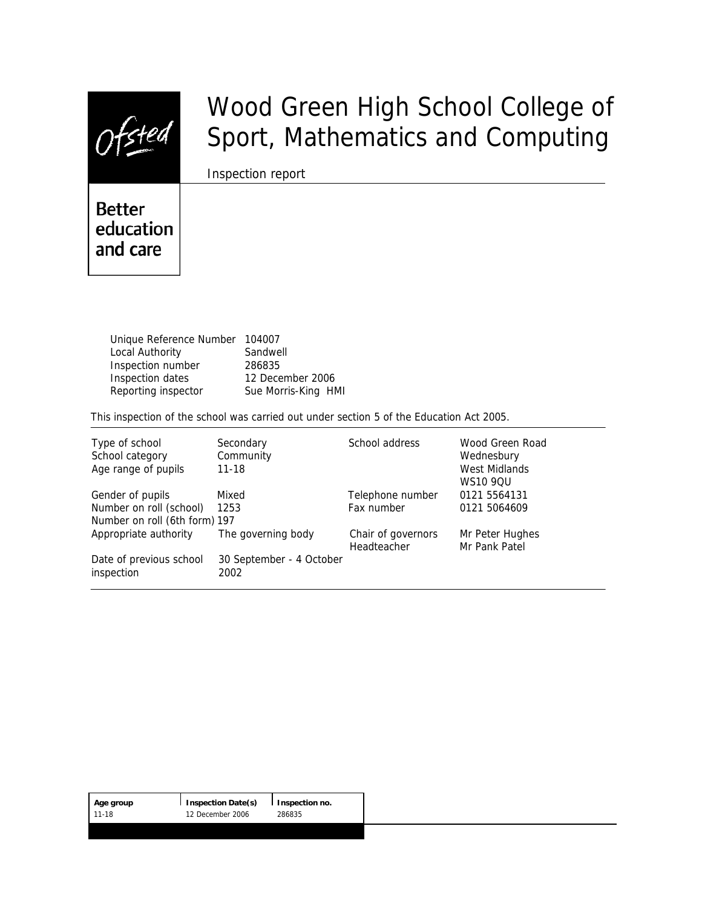Ofsted

Better education and care

# Wood Green High School College of Sport, Mathematics and Computing

Inspection report

| | |
|---|---|
| Unique Reference Number | 104007 |
| Local Authority | Sandwell |
| Inspection number | 286835 |
| Inspection dates | 12 December 2006 |
| Reporting inspector | Sue Morris-King HMI |

This inspection of the school was carried out under section 5 of the Education Act 2005.

| | | | |
|---|---|---|---|
| Type of school | Secondary | School address | Wood Green Road |
| School category | Community | | Wednesbury |
| Age range of pupils | 11-18 | | West Midlands |
| | | | WS10 9QU |
| Gender of pupils | Mixed | Telephone number | 0121 5564131 |
| Number on roll (school) | 1253 | Fax number | 0121 5064609 |
| Number on roll (6th form) | 197 | | |
| Appropriate authority | The governing body | Chair of governors | Mr Peter Hughes |
| | | Headteacher | Mr Pank Patel |
| Date of previous school inspection | 30 September - 4 October 2002 | | |

| Age group | Inspection Date(s) | Inspection no. |
|---|---|---|
| 11-18 | 12 December 2006 | 286835 |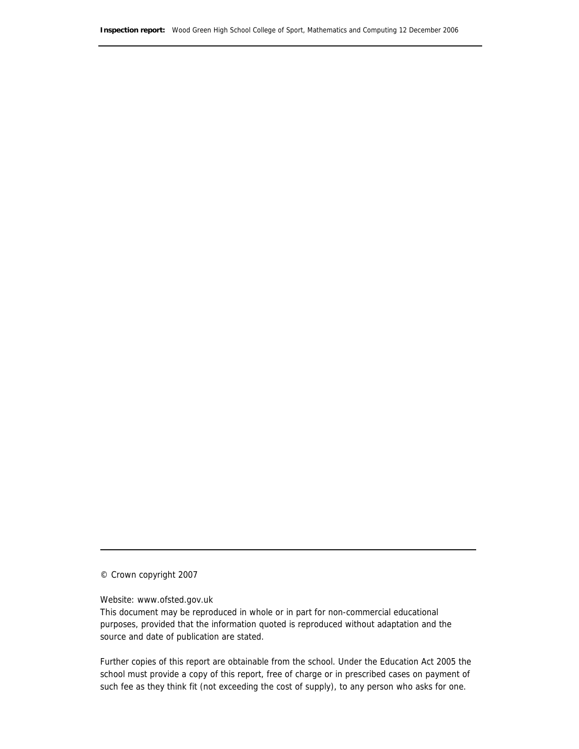© Crown copyright 2007

Website: www.ofsted.gov.uk

This document may be reproduced in whole or in part for non-commercial educational purposes, provided that the information quoted is reproduced without adaptation and the source and date of publication are stated.

Further copies of this report are obtainable from the school. Under the Education Act 2005 the school must provide a copy of this report, free of charge or in prescribed cases on payment of such fee as they think fit (not exceeding the cost of supply), to any person who asks for one.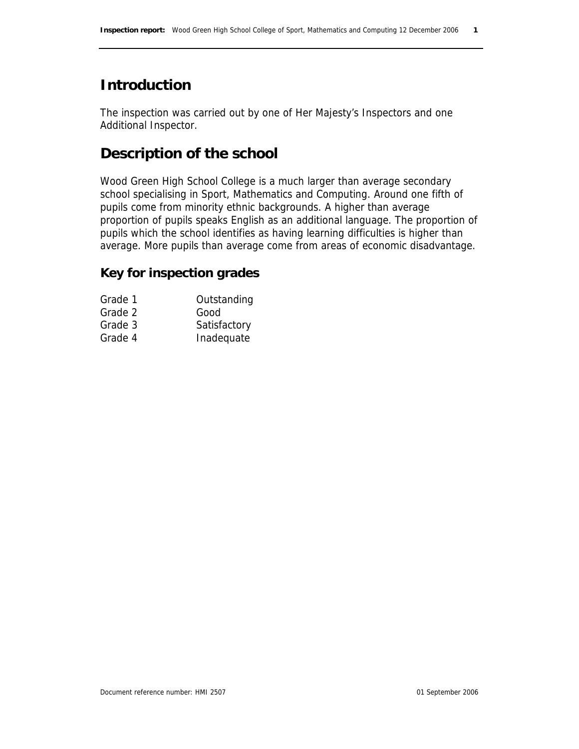# Introduction

The inspection was carried out by one of Her Majesty's Inspectors and one Additional Inspector.

# Description of the school

Wood Green High School College is a much larger than average secondary school specialising in Sport, Mathematics and Computing. Around one fifth of pupils come from minority ethnic backgrounds. A higher than average proportion of pupils speaks English as an additional language. The proportion of pupils which the school identifies as having learning difficulties is higher than average. More pupils than average come from areas of economic disadvantage.

## Key for inspection grades

| | |
|---|---|
| Grade 1 | Outstanding |
| Grade 2 | Good |
| Grade 3 | Satisfactory |
| Grade 4 | Inadequate |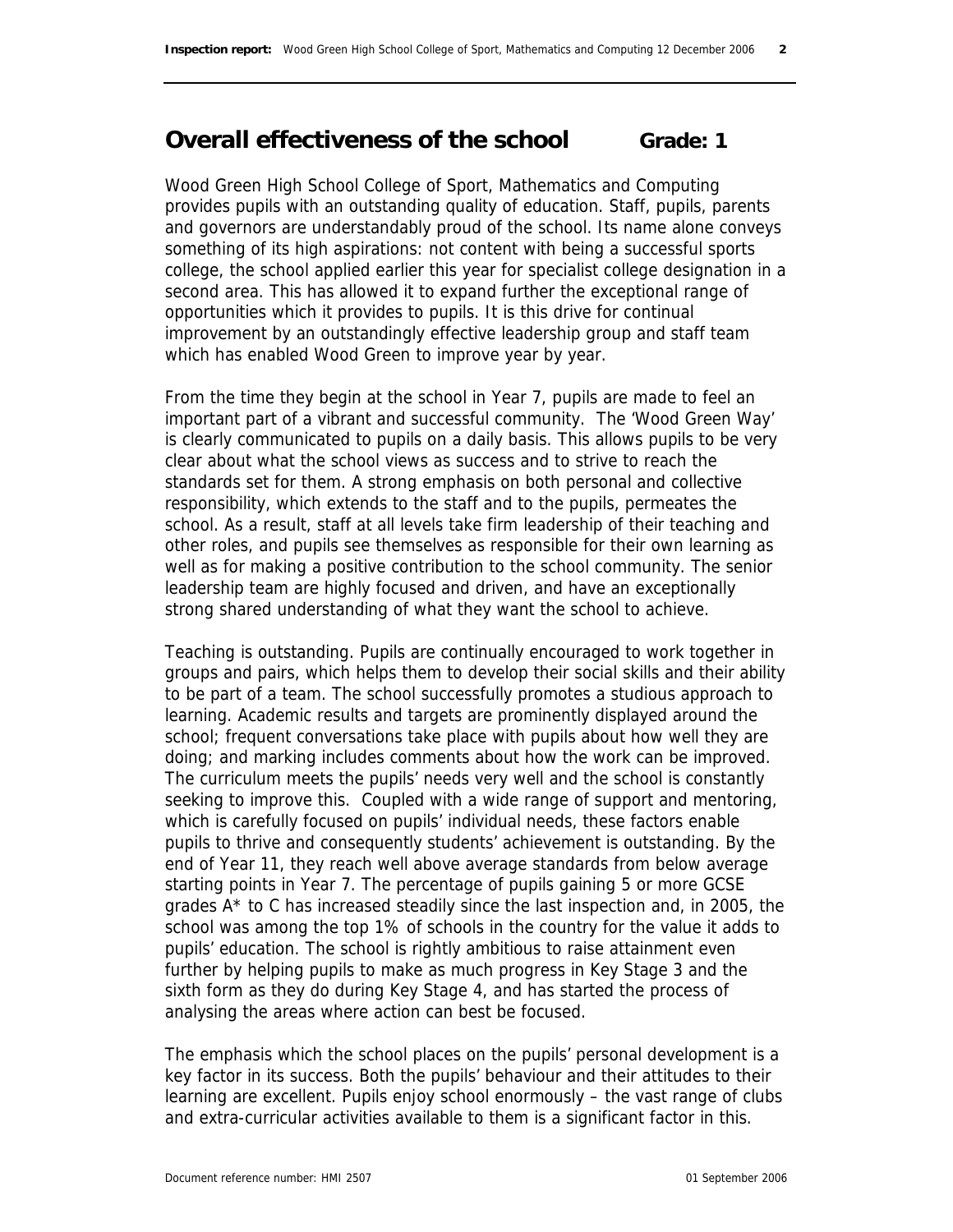## Overall effectiveness of the school **Grade: 1**

Wood Green High School College of Sport, Mathematics and Computing provides pupils with an outstanding quality of education. Staff, pupils, parents and governors are understandably proud of the school. Its name alone conveys something of its high aspirations: not content with being a successful sports college, the school applied earlier this year for specialist college designation in a second area. This has allowed it to expand further the exceptional range of opportunities which it provides to pupils. It is this drive for continual improvement by an outstandingly effective leadership group and staff team which has enabled Wood Green to improve year by year.

From the time they begin at the school in Year 7, pupils are made to feel an important part of a vibrant and successful community. The 'Wood Green Way' is clearly communicated to pupils on a daily basis. This allows pupils to be very clear about what the school views as success and to strive to reach the standards set for them. A strong emphasis on both personal and collective responsibility, which extends to the staff and to the pupils, permeates the school. As a result, staff at all levels take firm leadership of their teaching and other roles, and pupils see themselves as responsible for their own learning as well as for making a positive contribution to the school community. The senior leadership team are highly focused and driven, and have an exceptionally strong shared understanding of what they want the school to achieve.

Teaching is outstanding. Pupils are continually encouraged to work together in groups and pairs, which helps them to develop their social skills and their ability to be part of a team. The school successfully promotes a studious approach to learning. Academic results and targets are prominently displayed around the school; frequent conversations take place with pupils about how well they are doing; and marking includes comments about how the work can be improved. The curriculum meets the pupils' needs very well and the school is constantly seeking to improve this. Coupled with a wide range of support and mentoring, which is carefully focused on pupils' individual needs, these factors enable pupils to thrive and consequently students' achievement is outstanding. By the end of Year 11, they reach well above average standards from below average starting points in Year 7. The percentage of pupils gaining 5 or more GCSE grades A* to C has increased steadily since the last inspection and, in 2005, the school was among the top 1% of schools in the country for the value it adds to pupils' education. The school is rightly ambitious to raise attainment even further by helping pupils to make as much progress in Key Stage 3 and the sixth form as they do during Key Stage 4, and has started the process of analysing the areas where action can best be focused.

The emphasis which the school places on the pupils' personal development is a key factor in its success. Both the pupils' behaviour and their attitudes to their learning are excellent. Pupils enjoy school enormously – the vast range of clubs and extra-curricular activities available to them is a significant factor in this.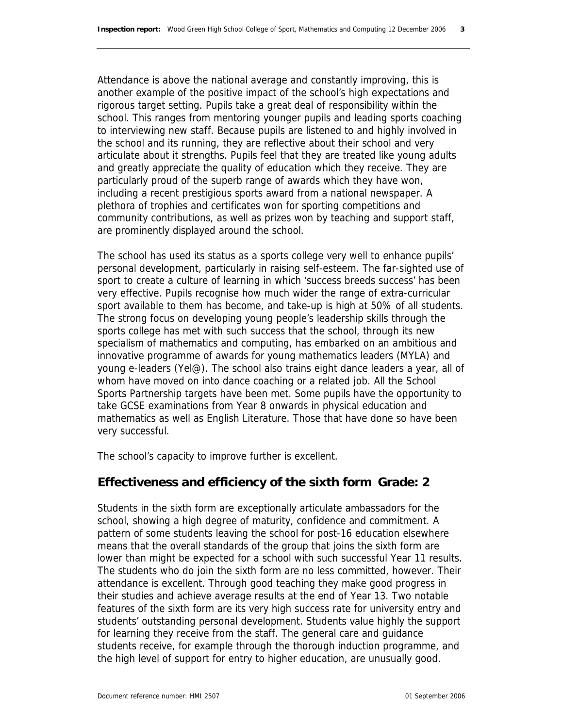Attendance is above the national average and constantly improving, this is another example of the positive impact of the school's high expectations and rigorous target setting. Pupils take a great deal of responsibility within the school. This ranges from mentoring younger pupils and leading sports coaching to interviewing new staff. Because pupils are listened to and highly involved in the school and its running, they are reflective about their school and very articulate about it strengths. Pupils feel that they are treated like young adults and greatly appreciate the quality of education which they receive. They are particularly proud of the superb range of awards which they have won, including a recent prestigious sports award from a national newspaper. A plethora of trophies and certificates won for sporting competitions and community contributions, as well as prizes won by teaching and support staff, are prominently displayed around the school.

The school has used its status as a sports college very well to enhance pupils' personal development, particularly in raising self-esteem. The far-sighted use of sport to create a culture of learning in which 'success breeds success' has been very effective. Pupils recognise how much wider the range of extra-curricular sport available to them has become, and take-up is high at 50% of all students. The strong focus on developing young people's leadership skills through the sports college has met with such success that the school, through its new specialism of mathematics and computing, has embarked on an ambitious and innovative programme of awards for young mathematics leaders (MYLA) and young e-leaders (Yel@). The school also trains eight dance leaders a year, all of whom have moved on into dance coaching or a related job. All the School Sports Partnership targets have been met. Some pupils have the opportunity to take GCSE examinations from Year 8 onwards in physical education and mathematics as well as English Literature. Those that have done so have been very successful.

The school's capacity to improve further is excellent.

## Effectiveness and efficiency of the sixth form Grade: 2

Students in the sixth form are exceptionally articulate ambassadors for the school, showing a high degree of maturity, confidence and commitment. A pattern of some students leaving the school for post-16 education elsewhere means that the overall standards of the group that joins the sixth form are lower than might be expected for a school with such successful Year 11 results. The students who do join the sixth form are no less committed, however. Their attendance is excellent. Through good teaching they make good progress in their studies and achieve average results at the end of Year 13. Two notable features of the sixth form are its very high success rate for university entry and students' outstanding personal development. Students value highly the support for learning they receive from the staff. The general care and guidance students receive, for example through the thorough induction programme, and the high level of support for entry to higher education, are unusually good.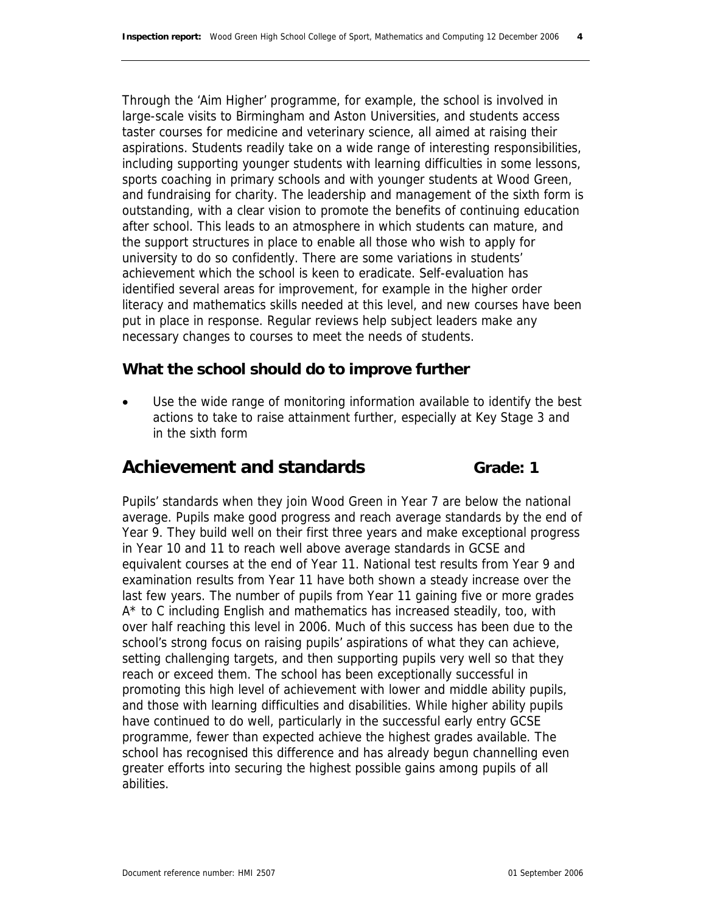Through the 'Aim Higher' programme, for example, the school is involved in large-scale visits to Birmingham and Aston Universities, and students access taster courses for medicine and veterinary science, all aimed at raising their aspirations. Students readily take on a wide range of interesting responsibilities, including supporting younger students with learning difficulties in some lessons, sports coaching in primary schools and with younger students at Wood Green, and fundraising for charity. The leadership and management of the sixth form is outstanding, with a clear vision to promote the benefits of continuing education after school. This leads to an atmosphere in which students can mature, and the support structures in place to enable all those who wish to apply for university to do so confidently. There are some variations in students' achievement which the school is keen to eradicate. Self-evaluation has identified several areas for improvement, for example in the higher order literacy and mathematics skills needed at this level, and new courses have been put in place in response. Regular reviews help subject leaders make any necessary changes to courses to meet the needs of students.

### What the school should do to improve further

- Use the wide range of monitoring information available to identify the best actions to take to raise attainment further, especially at Key Stage 3 and in the sixth form

## Achievement and standards Grade: 1

Pupils' standards when they join Wood Green in Year 7 are below the national average. Pupils make good progress and reach average standards by the end of Year 9. They build well on their first three years and make exceptional progress in Year 10 and 11 to reach well above average standards in GCSE and equivalent courses at the end of Year 11. National test results from Year 9 and examination results from Year 11 have both shown a steady increase over the last few years. The number of pupils from Year 11 gaining five or more grades A* to C including English and mathematics has increased steadily, too, with over half reaching this level in 2006. Much of this success has been due to the school's strong focus on raising pupils' aspirations of what they can achieve, setting challenging targets, and then supporting pupils very well so that they reach or exceed them. The school has been exceptionally successful in promoting this high level of achievement with lower and middle ability pupils, and those with learning difficulties and disabilities. While higher ability pupils have continued to do well, particularly in the successful early entry GCSE programme, fewer than expected achieve the highest grades available. The school has recognised this difference and has already begun channelling even greater efforts into securing the highest possible gains among pupils of all abilities.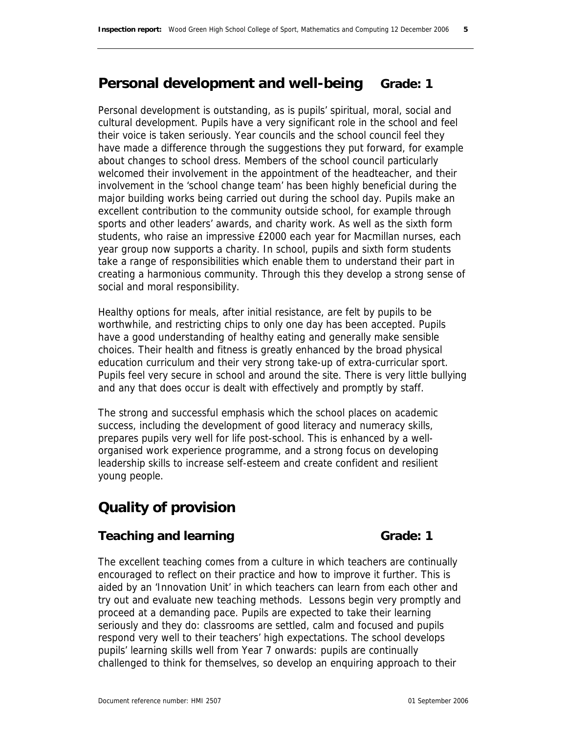## Personal development and well-being Grade: 1

Personal development is outstanding, as is pupils' spiritual, moral, social and cultural development. Pupils have a very significant role in the school and feel their voice is taken seriously. Year councils and the school council feel they have made a difference through the suggestions they put forward, for example about changes to school dress. Members of the school council particularly welcomed their involvement in the appointment of the headteacher, and their involvement in the 'school change team' has been highly beneficial during the major building works being carried out during the school day. Pupils make an excellent contribution to the community outside school, for example through sports and other leaders' awards, and charity work. As well as the sixth form students, who raise an impressive £2000 each year for Macmillan nurses, each year group now supports a charity. In school, pupils and sixth form students take a range of responsibilities which enable them to understand their part in creating a harmonious community. Through this they develop a strong sense of social and moral responsibility.

Healthy options for meals, after initial resistance, are felt by pupils to be worthwhile, and restricting chips to only one day has been accepted. Pupils have a good understanding of healthy eating and generally make sensible choices. Their health and fitness is greatly enhanced by the broad physical education curriculum and their very strong take-up of extra-curricular sport. Pupils feel very secure in school and around the site. There is very little bullying and any that does occur is dealt with effectively and promptly by staff.

The strong and successful emphasis which the school places on academic success, including the development of good literacy and numeracy skills, prepares pupils very well for life post-school. This is enhanced by a well-organised work experience programme, and a strong focus on developing leadership skills to increase self-esteem and create confident and resilient young people.

# Quality of provision

## Teaching and learning Grade: 1

The excellent teaching comes from a culture in which teachers are continually encouraged to reflect on their practice and how to improve it further. This is aided by an 'Innovation Unit' in which teachers can learn from each other and try out and evaluate new teaching methods. Lessons begin very promptly and proceed at a demanding pace. Pupils are expected to take their learning seriously and they do: classrooms are settled, calm and focused and pupils respond very well to their teachers' high expectations. The school develops pupils' learning skills well from Year 7 onwards: pupils are continually challenged to think for themselves, so develop an enquiring approach to their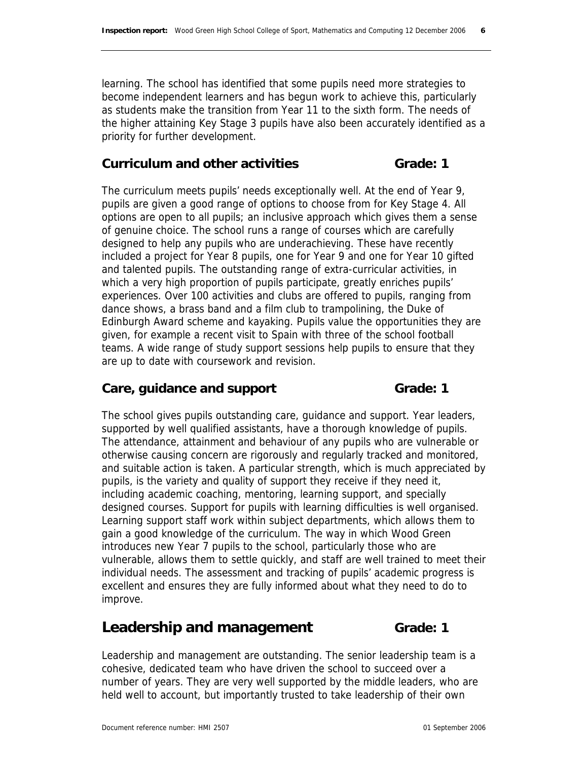learning. The school has identified that some pupils need more strategies to become independent learners and has begun work to achieve this, particularly as students make the transition from Year 11 to the sixth form. The needs of the higher attaining Key Stage 3 pupils have also been accurately identified as a priority for further development.

### Curriculum and other activities Grade: 1

The curriculum meets pupils' needs exceptionally well. At the end of Year 9, pupils are given a good range of options to choose from for Key Stage 4. All options are open to all pupils; an inclusive approach which gives them a sense of genuine choice. The school runs a range of courses which are carefully designed to help any pupils who are underachieving. These have recently included a project for Year 8 pupils, one for Year 9 and one for Year 10 gifted and talented pupils. The outstanding range of extra-curricular activities, in which a very high proportion of pupils participate, greatly enriches pupils' experiences. Over 100 activities and clubs are offered to pupils, ranging from dance shows, a brass band and a film club to trampolining, the Duke of Edinburgh Award scheme and kayaking. Pupils value the opportunities they are given, for example a recent visit to Spain with three of the school football teams. A wide range of study support sessions help pupils to ensure that they are up to date with coursework and revision.

### Care, guidance and support Grade: 1

The school gives pupils outstanding care, guidance and support. Year leaders, supported by well qualified assistants, have a thorough knowledge of pupils. The attendance, attainment and behaviour of any pupils who are vulnerable or otherwise causing concern are rigorously and regularly tracked and monitored, and suitable action is taken. A particular strength, which is much appreciated by pupils, is the variety and quality of support they receive if they need it, including academic coaching, mentoring, learning support, and specially designed courses. Support for pupils with learning difficulties is well organised. Learning support staff work within subject departments, which allows them to gain a good knowledge of the curriculum. The way in which Wood Green introduces new Year 7 pupils to the school, particularly those who are vulnerable, allows them to settle quickly, and staff are well trained to meet their individual needs. The assessment and tracking of pupils' academic progress is excellent and ensures they are fully informed about what they need to do to improve.

## Leadership and management Grade: 1

Leadership and management are outstanding. The senior leadership team is a cohesive, dedicated team who have driven the school to succeed over a number of years. They are very well supported by the middle leaders, who are held well to account, but importantly trusted to take leadership of their own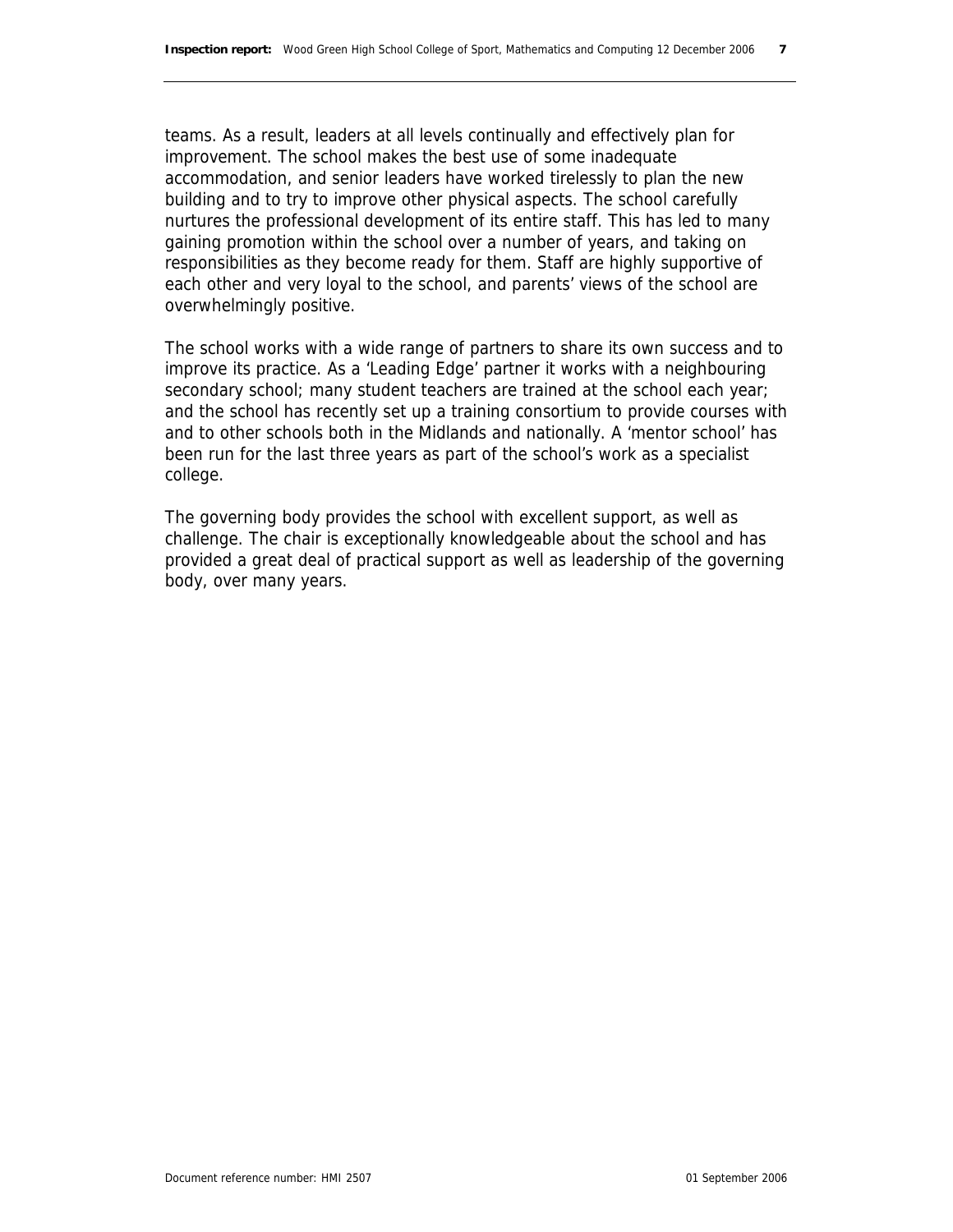teams. As a result, leaders at all levels continually and effectively plan for improvement. The school makes the best use of some inadequate accommodation, and senior leaders have worked tirelessly to plan the new building and to try to improve other physical aspects. The school carefully nurtures the professional development of its entire staff. This has led to many gaining promotion within the school over a number of years, and taking on responsibilities as they become ready for them. Staff are highly supportive of each other and very loyal to the school, and parents' views of the school are overwhelmingly positive.

The school works with a wide range of partners to share its own success and to improve its practice. As a 'Leading Edge' partner it works with a neighbouring secondary school; many student teachers are trained at the school each year; and the school has recently set up a training consortium to provide courses with and to other schools both in the Midlands and nationally. A 'mentor school' has been run for the last three years as part of the school's work as a specialist college.

The governing body provides the school with excellent support, as well as challenge. The chair is exceptionally knowledgeable about the school and has provided a great deal of practical support as well as leadership of the governing body, over many years.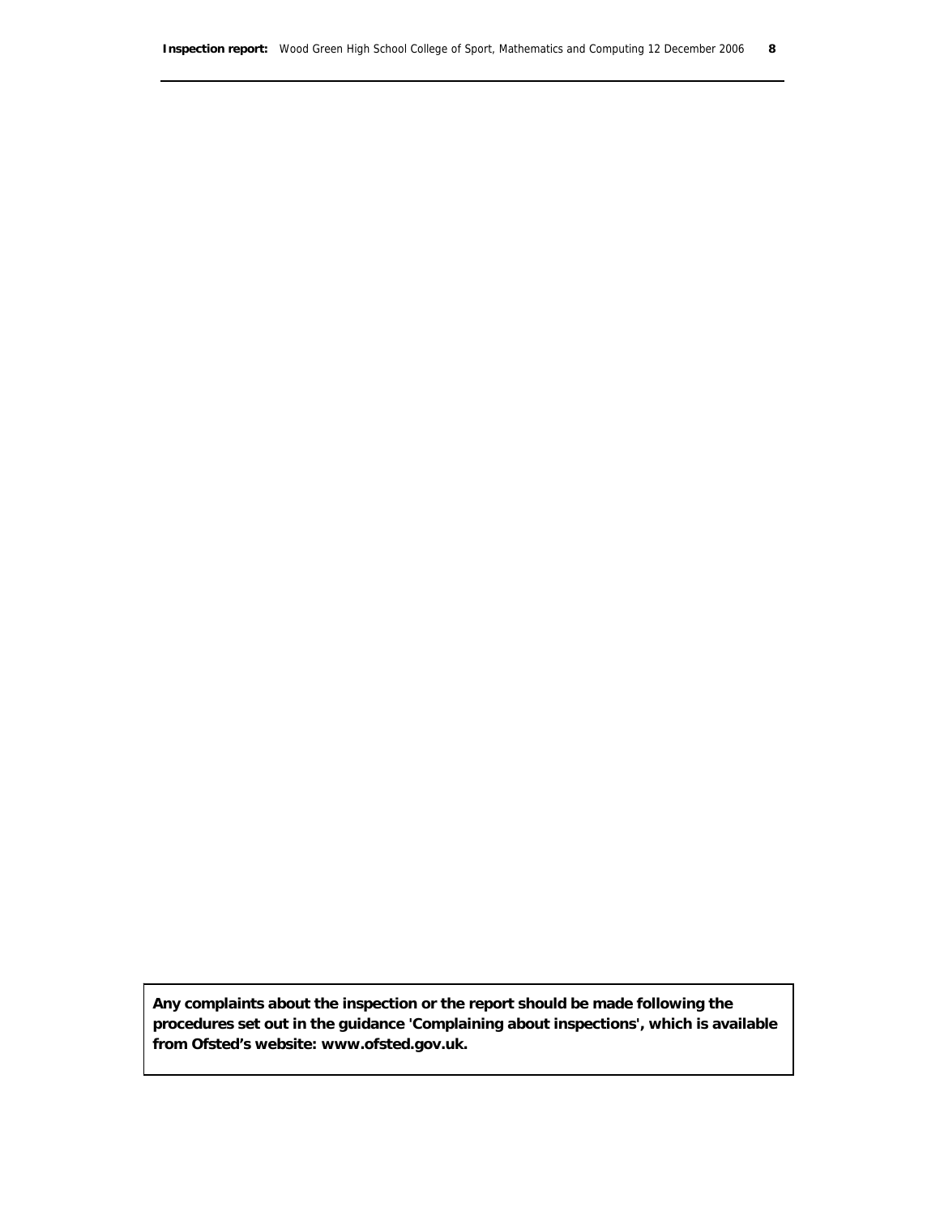**Any complaints about the inspection or the report should be made following the procedures set out in the guidance 'Complaining about inspections', which is available from Ofsted's website: www.ofsted.gov.uk.**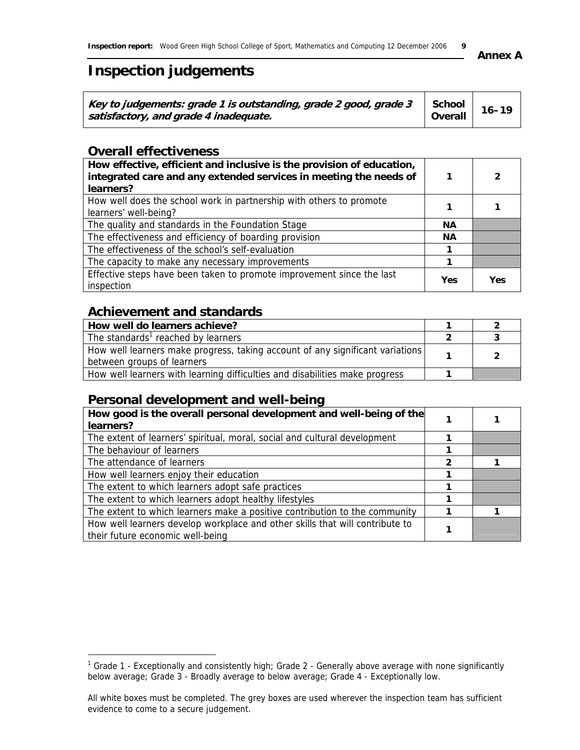**Annex A**

# Inspection judgements

| *Key to judgements: grade 1 is outstanding, grade 2 good, grade 3 satisfactory, and grade 4 inadequate.* | School Overall | 16–19 |
|---|---|---|

## Overall effectiveness

| | | |
|---|---|---|
| **How effective, efficient and inclusive is the provision of education, integrated care and any extended services in meeting the needs of learners?** | **1** | **2** |
| How well does the school work in partnership with others to promote learners' well-being? | **1** | **1** |
| The quality and standards in the Foundation Stage | **NA** | |
| The effectiveness and efficiency of boarding provision | **NA** | |
| The effectiveness of the school's self-evaluation | **1** | |
| The capacity to make any necessary improvements | **1** | |
| Effective steps have been taken to promote improvement since the last inspection | **Yes** | **Yes** |

## Achievement and standards

| | | |
|---|---|---|
| **How well do learners achieve?** | **1** | **2** |
| The standards[1] reached by learners | **2** | **3** |
| How well learners make progress, taking account of any significant variations between groups of learners | **1** | **2** |
| How well learners with learning difficulties and disabilities make progress | **1** | |

## Personal development and well-being

| | | |
|---|---|---|
| **How good is the overall personal development and well-being of the learners?** | **1** | **1** |
| The extent of learners' spiritual, moral, social and cultural development | **1** | |
| The behaviour of learners | **1** | |
| The attendance of learners | **2** | **1** |
| How well learners enjoy their education | **1** | |
| The extent to which learners adopt safe practices | **1** | |
| The extent to which learners adopt healthy lifestyles | **1** | |
| The extent to which learners make a positive contribution to the community | **1** | **1** |
| How well learners develop workplace and other skills that will contribute to their future economic well-being | **1** | |

[1] Grade 1 - Exceptionally and consistently high; Grade 2 - Generally above average with none significantly below average; Grade 3 - Broadly average to below average; Grade 4 - Exceptionally low.

All white boxes must be completed. The grey boxes are used wherever the inspection team has sufficient evidence to come to a secure judgement.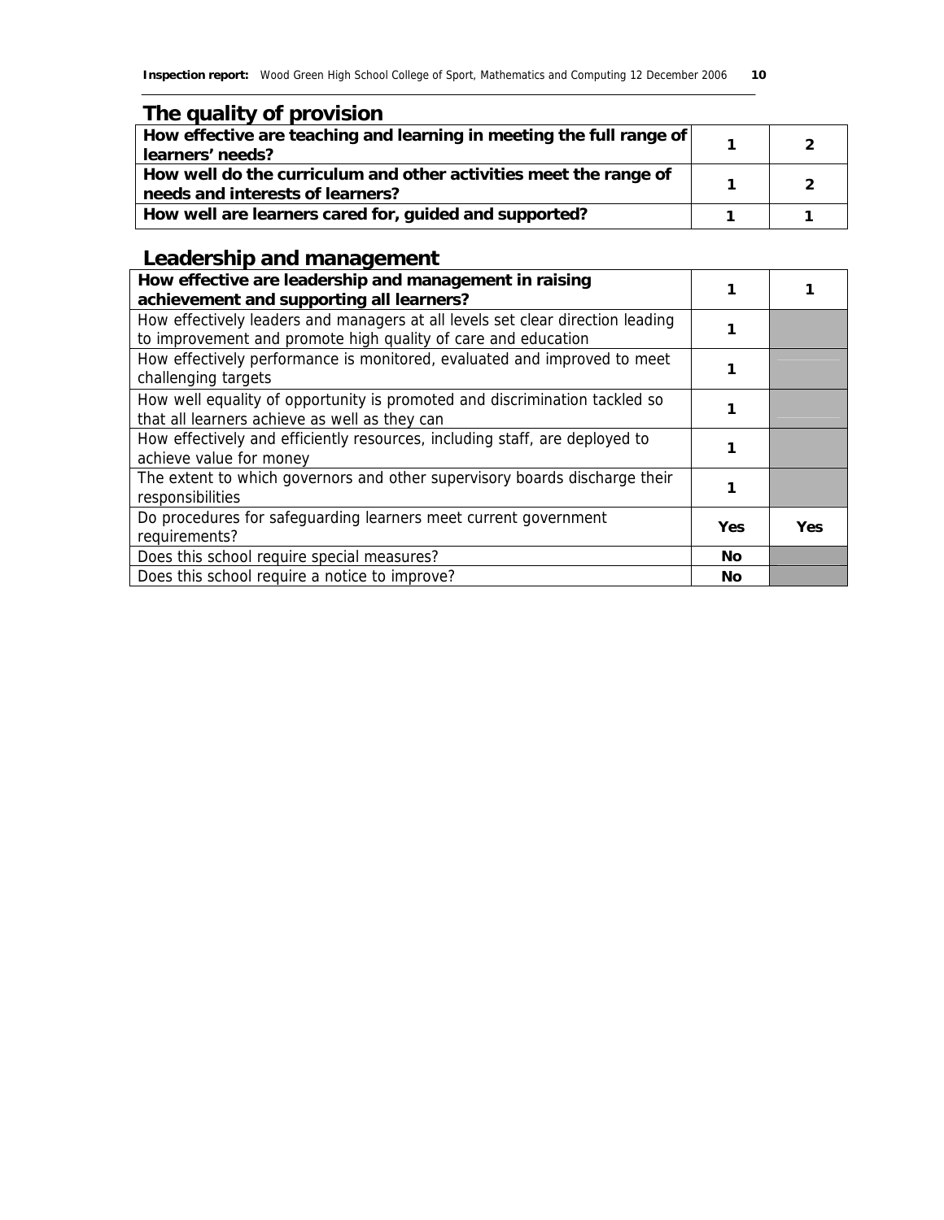## The quality of provision

| | | |
|---|---|---|
| **How effective are teaching and learning in meeting the full range of learners' needs?** | **1** | **2** |
| **How well do the curriculum and other activities meet the range of needs and interests of learners?** | **1** | **2** |
| **How well are learners cared for, guided and supported?** | **1** | **1** |

## Leadership and management

| | | |
|---|---|---|
| **How effective are leadership and management in raising achievement and supporting all learners?** | **1** | **1** |
| How effectively leaders and managers at all levels set clear direction leading to improvement and promote high quality of care and education | **1** | |
| How effectively performance is monitored, evaluated and improved to meet challenging targets | **1** | |
| How well equality of opportunity is promoted and discrimination tackled so that all learners achieve as well as they can | **1** | |
| How effectively and efficiently resources, including staff, are deployed to achieve value for money | **1** | |
| The extent to which governors and other supervisory boards discharge their responsibilities | **1** | |
| Do procedures for safeguarding learners meet current government requirements? | **Yes** | **Yes** |
| Does this school require special measures? | **No** | |
| Does this school require a notice to improve? | **No** | |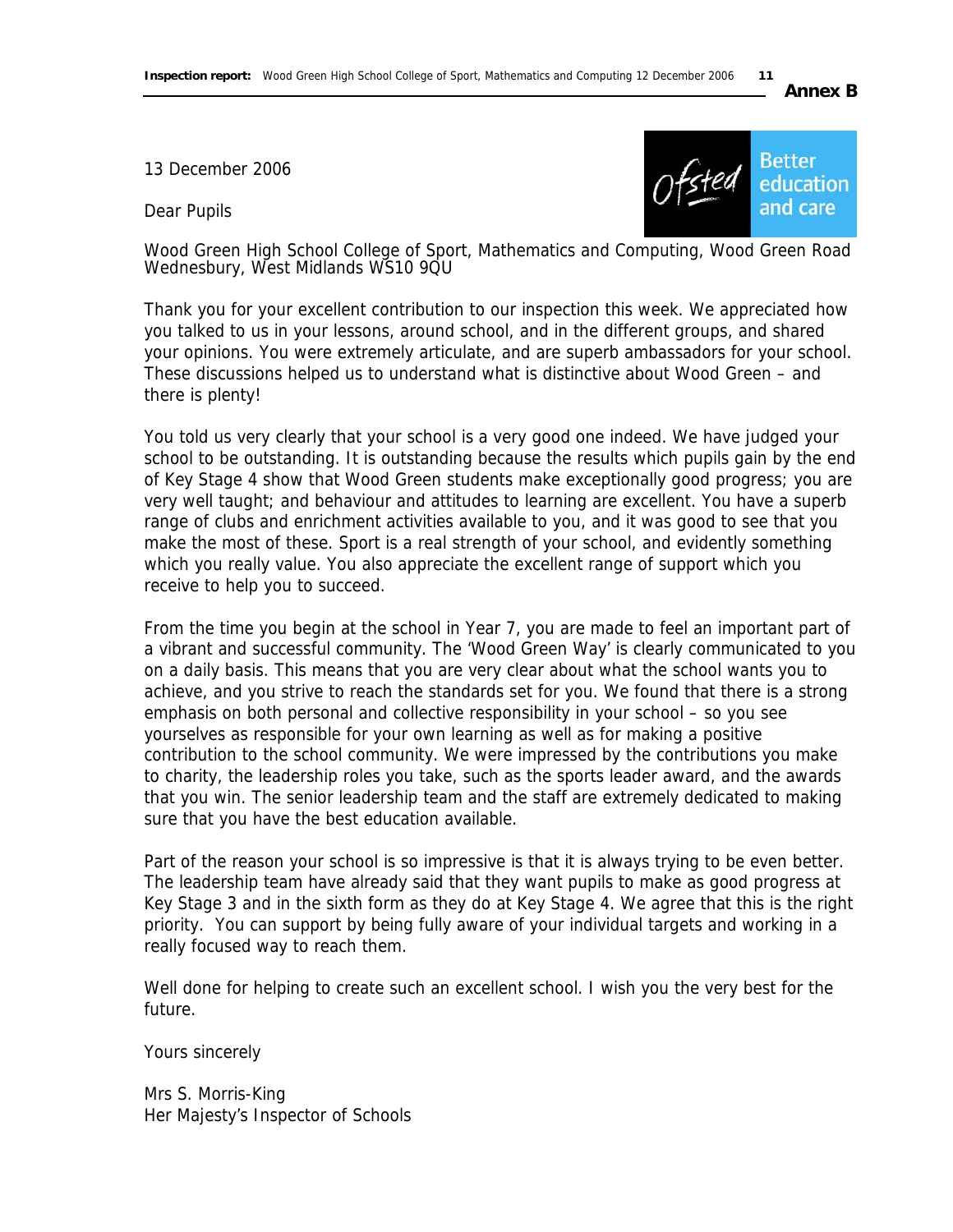**Annex B**

13 December 2006

Dear Pupils

Wood Green High School College of Sport, Mathematics and Computing, Wood Green Road Wednesbury, West Midlands WS10 9QU

Thank you for your excellent contribution to our inspection this week. We appreciated how you talked to us in your lessons, around school, and in the different groups, and shared your opinions. You were extremely articulate, and are superb ambassadors for your school. These discussions helped us to understand what is distinctive about Wood Green – and there is plenty!

You told us very clearly that your school is a very good one indeed. We have judged your school to be outstanding. It is outstanding because the results which pupils gain by the end of Key Stage 4 show that Wood Green students make exceptionally good progress; you are very well taught; and behaviour and attitudes to learning are excellent. You have a superb range of clubs and enrichment activities available to you, and it was good to see that you make the most of these. Sport is a real strength of your school, and evidently something which you really value. You also appreciate the excellent range of support which you receive to help you to succeed.

From the time you begin at the school in Year 7, you are made to feel an important part of a vibrant and successful community. The 'Wood Green Way' is clearly communicated to you on a daily basis. This means that you are very clear about what the school wants you to achieve, and you strive to reach the standards set for you. We found that there is a strong emphasis on both personal and collective responsibility in your school – so you see yourselves as responsible for your own learning as well as for making a positive contribution to the school community. We were impressed by the contributions you make to charity, the leadership roles you take, such as the sports leader award, and the awards that you win. The senior leadership team and the staff are extremely dedicated to making sure that you have the best education available.

Part of the reason your school is so impressive is that it is always trying to be even better. The leadership team have already said that they want pupils to make as good progress at Key Stage 3 and in the sixth form as they do at Key Stage 4. We agree that this is the right priority. You can support by being fully aware of your individual targets and working in a really focused way to reach them.

Well done for helping to create such an excellent school. I wish you the very best for the future.

Yours sincerely

Mrs S. Morris-King  
Her Majesty's Inspector of Schools